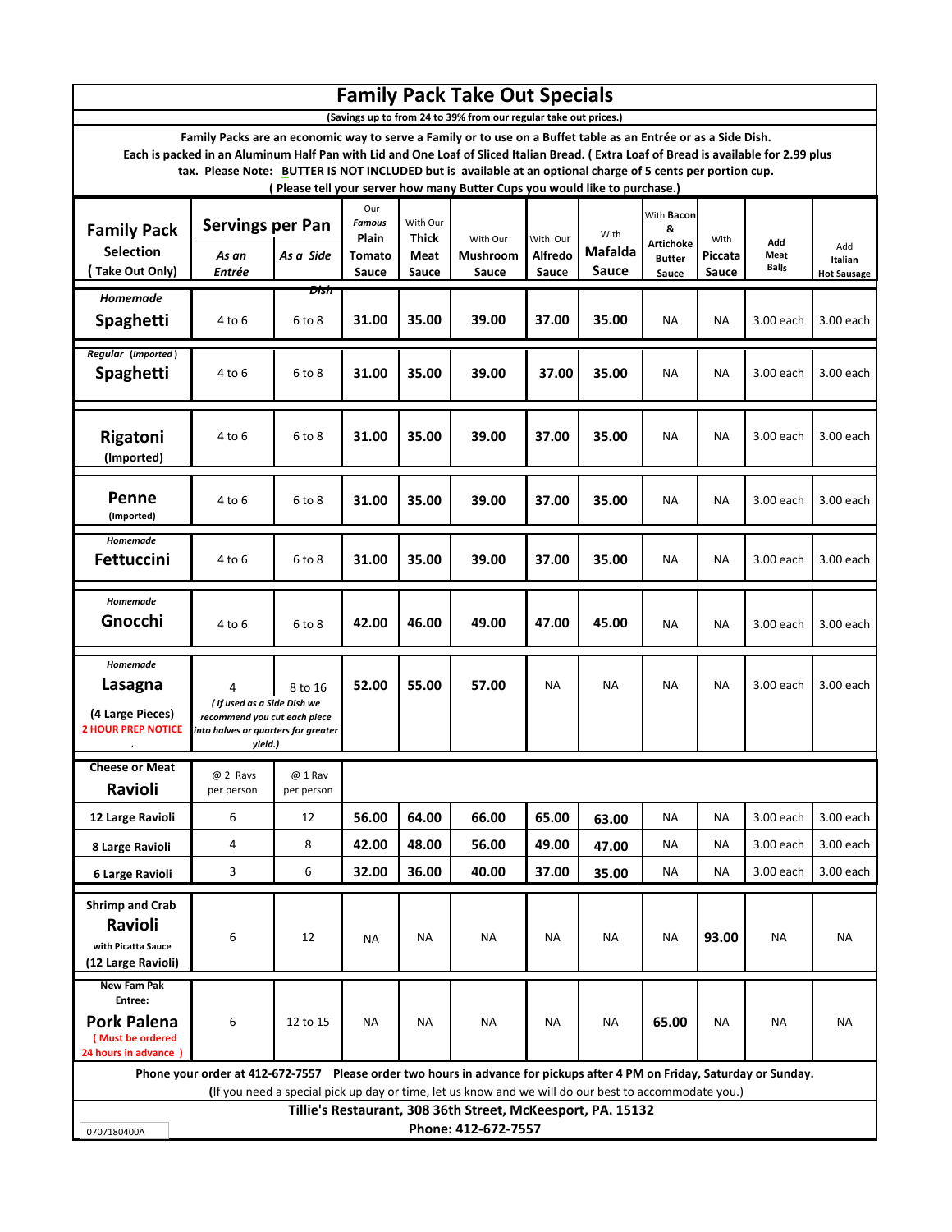# Family Pack Take Out Specials

(Savings up to from 24 to 39% from our regular take out prices.)

Family Packs are an economic way to serve a Family or to use on a Buffet table as an Entrée or as a Side Dish. Each is packed in an Aluminum Half Pan with Lid and One Loaf of Sliced Italian Bread. ( Extra Loaf of Bread is available for 2.99 plus tax. Please Note: BUTTER IS NOT INCLUDED but is available at an optional charge of 5 cents per portion cup. ( Please tell your server how many Butter Cups you would like to purchase.)

| Family Pack Selection ( Take Out Only) | Servings per Pan As an Entrée | As a Side Dish | Our *Famous* Plain Tomato Sauce | With Our Thick Meat Sauce | With Our Mushroom Sauce | With Our Alfredo Sauce | With Mafalda Sauce | With Bacon & Artichoke Butter Sauce | With Piccata Sauce | Add Meat Balls | Add Italian Hot Sausage |
|---|---|---|---|---|---|---|---|---|---|---|---|
| *Homemade* **Spaghetti** | 4 to 6 | 6 to 8 | 31.00 | 35.00 | 39.00 | 37.00 | 35.00 | NA | NA | 3.00 each | 3.00 each |
| *Regular (Imported)* **Spaghetti** | 4 to 6 | 6 to 8 | 31.00 | 35.00 | 39.00 | 37.00 | 35.00 | NA | NA | 3.00 each | 3.00 each |
| **Rigatoni** (Imported) | 4 to 6 | 6 to 8 | 31.00 | 35.00 | 39.00 | 37.00 | 35.00 | NA | NA | 3.00 each | 3.00 each |
| **Penne** (Imported) | 4 to 6 | 6 to 8 | 31.00 | 35.00 | 39.00 | 37.00 | 35.00 | NA | NA | 3.00 each | 3.00 each |
| *Homemade* **Fettuccini** | 4 to 6 | 6 to 8 | 31.00 | 35.00 | 39.00 | 37.00 | 35.00 | NA | NA | 3.00 each | 3.00 each |
| *Homemade* **Gnocchi** | 4 to 6 | 6 to 8 | 42.00 | 46.00 | 49.00 | 47.00 | 45.00 | NA | NA | 3.00 each | 3.00 each |
| *Homemade* **Lasagna** (4 Large Pieces) **2 HOUR PREP NOTICE** | 4 | 8 to 16 *( If used as a Side Dish we recommend you cut each piece into halves or quarters for greater yield.)* | 52.00 | 55.00 | 57.00 | NA | NA | NA | NA | 3.00 each | 3.00 each |
| Cheese or Meat **Ravioli** | @ 2 Ravs per person | @ 1 Rav per person | | | | | | | | | |
| 12 Large Ravioli | 6 | 12 | 56.00 | 64.00 | 66.00 | 65.00 | 63.00 | NA | NA | 3.00 each | 3.00 each |
| 8 Large Ravioli | 4 | 8 | 42.00 | 48.00 | 56.00 | 49.00 | 47.00 | NA | NA | 3.00 each | 3.00 each |
| 6 Large Ravioli | 3 | 6 | 32.00 | 36.00 | 40.00 | 37.00 | 35.00 | NA | NA | 3.00 each | 3.00 each |
| Shrimp and Crab **Ravioli** with Picatta Sauce (12 Large Ravioli) | 6 | 12 | NA | NA | NA | NA | NA | NA | 93.00 | NA | NA |
| New Fam Pak Entree: **Pork Palena** ( Must be ordered 24 hours in advance ) | 6 | 12 to 15 | NA | NA | NA | NA | NA | 65.00 | NA | NA | NA |

**Phone your order at 412-672-7557 Please order two hours in advance for pickups after 4 PM on Friday, Saturday or Sunday.**

(If you need a special pick up day or time, let us know and we will do our best to accommodate you.)

**Tillie's Restaurant, 308 36th Street, McKeesport, PA. 15132**

**Phone: 412-672-7557**

0707180400A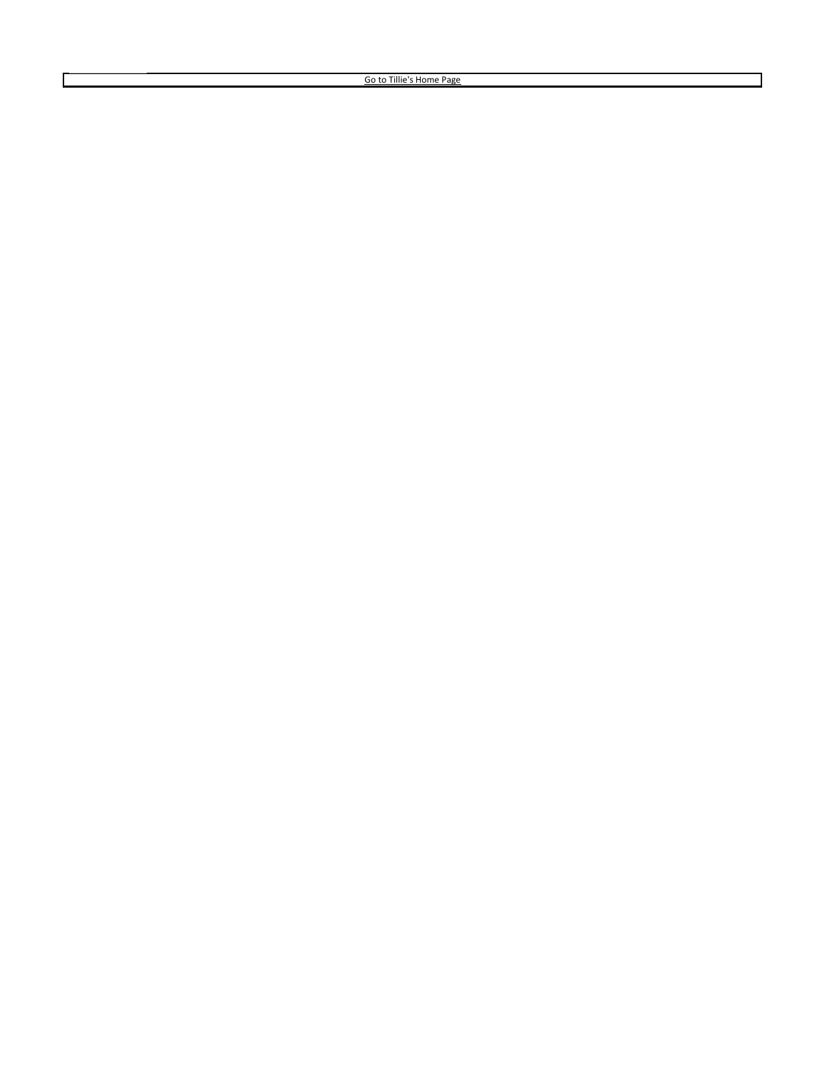Go to Tillie's Home Page